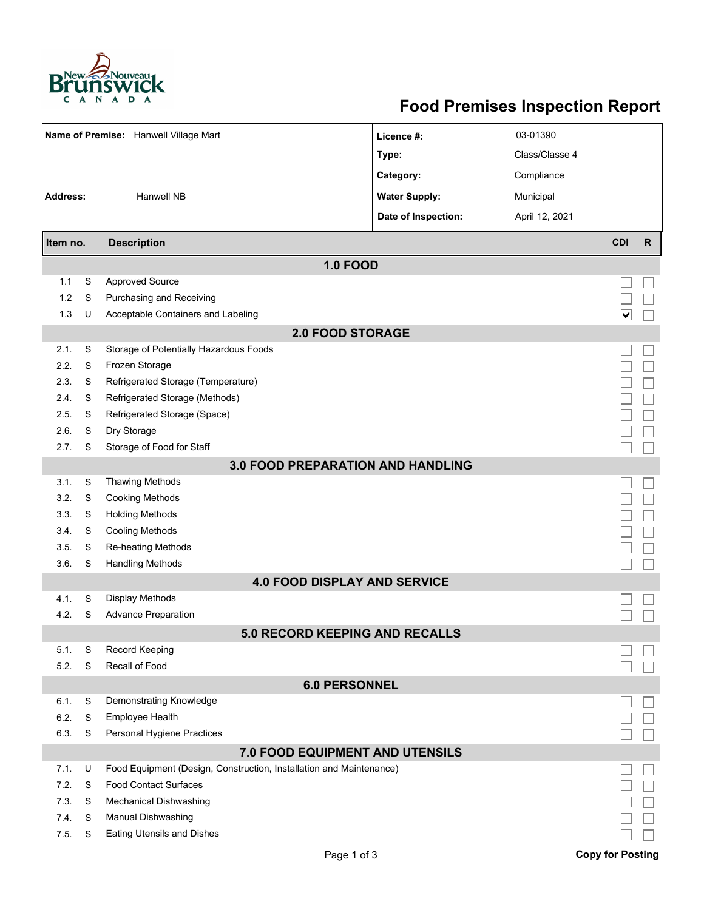New Brunswick / Nouveau-Brunswick CANADA

# Food Premises Inspection Report

| | | | |
|---|---|---|---|
| **Name of Premise:** | Hanwell Village Mart | **Licence #:** | 03-01390 |
| | | **Type:** | Class/Classe 4 |
| | | **Category:** | Compliance |
| **Address:** | Hanwell NB | **Water Supply:** | Municipal |
| | | **Date of Inspection:** | April 12, 2021 |

| Item no. | | Description | CDI | R |
|---|---|---|---|---|
| | | **1.0 FOOD** | | |
| 1.1 | S | Approved Source | ☐ | ☐ |
| 1.2 | S | Purchasing and Receiving | ☐ | ☐ |
| 1.3 | U | Acceptable Containers and Labeling | ☑ | ☐ |
| | | **2.0 FOOD STORAGE** | | |
| 2.1. | S | Storage of Potentially Hazardous Foods | ☐ | ☐ |
| 2.2. | S | Frozen Storage | ☐ | ☐ |
| 2.3. | S | Refrigerated Storage (Temperature) | ☐ | ☐ |
| 2.4. | S | Refrigerated Storage (Methods) | ☐ | ☐ |
| 2.5. | S | Refrigerated Storage (Space) | ☐ | ☐ |
| 2.6. | S | Dry Storage | ☐ | ☐ |
| 2.7. | S | Storage of Food for Staff | ☐ | ☐ |
| | | **3.0 FOOD PREPARATION AND HANDLING** | | |
| 3.1. | S | Thawing Methods | ☐ | ☐ |
| 3.2. | S | Cooking Methods | ☐ | ☐ |
| 3.3. | S | Holding Methods | ☐ | ☐ |
| 3.4. | S | Cooling Methods | ☐ | ☐ |
| 3.5. | S | Re-heating Methods | ☐ | ☐ |
| 3.6. | S | Handling Methods | ☐ | ☐ |
| | | **4.0 FOOD DISPLAY AND SERVICE** | | |
| 4.1. | S | Display Methods | ☐ | ☐ |
| 4.2. | S | Advance Preparation | ☐ | ☐ |
| | | **5.0 RECORD KEEPING AND RECALLS** | | |
| 5.1. | S | Record Keeping | ☐ | ☐ |
| 5.2. | S | Recall of Food | ☐ | ☐ |
| | | **6.0 PERSONNEL** | | |
| 6.1. | S | Demonstrating Knowledge | ☐ | ☐ |
| 6.2. | S | Employee Health | ☐ | ☐ |
| 6.3. | S | Personal Hygiene Practices | ☐ | ☐ |
| | | **7.0 FOOD EQUIPMENT AND UTENSILS** | | |
| 7.1. | U | Food Equipment (Design, Construction, Installation and Maintenance) | ☐ | ☐ |
| 7.2. | S | Food Contact Surfaces | ☐ | ☐ |
| 7.3. | S | Mechanical Dishwashing | ☐ | ☐ |
| 7.4. | S | Manual Dishwashing | ☐ | ☐ |
| 7.5. | S | Eating Utensils and Dishes | ☐ | ☐ |

**Copy for Posting**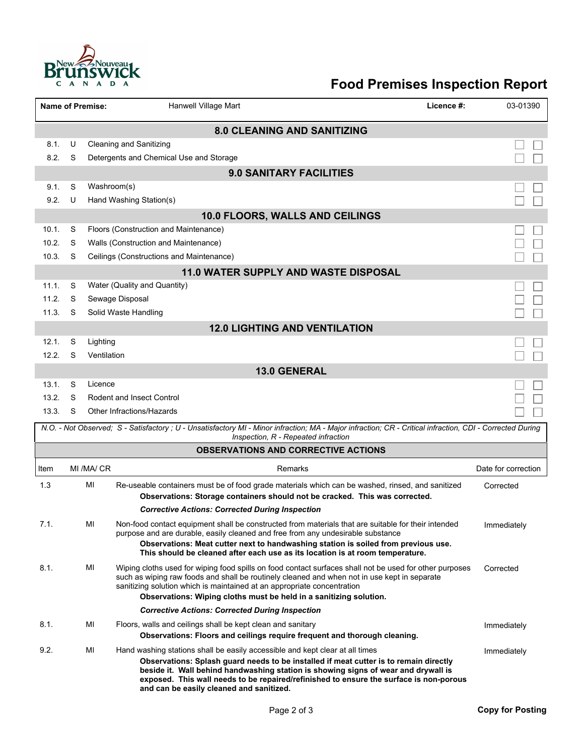# Food Premises Inspection Report

| Name of Premise: | Hanwell Village Mart | Licence #: | 03-01390 |
|---|---|---|---|

## 8.0 CLEANING AND SANITIZING

| | | |
|---|---|---|
| 8.1. | U | Cleaning and Sanitizing |
| 8.2. | S | Detergents and Chemical Use and Storage |

## 9.0 SANITARY FACILITIES

| | | |
|---|---|---|
| 9.1. | S | Washroom(s) |
| 9.2. | U | Hand Washing Station(s) |

## 10.0 FLOORS, WALLS AND CEILINGS

| | | |
|---|---|---|
| 10.1. | S | Floors (Construction and Maintenance) |
| 10.2. | S | Walls (Construction and Maintenance) |
| 10.3. | S | Ceilings (Constructions and Maintenance) |

## 11.0 WATER SUPPLY AND WASTE DISPOSAL

| | | |
|---|---|---|
| 11.1. | S | Water (Quality and Quantity) |
| 11.2. | S | Sewage Disposal |
| 11.3. | S | Solid Waste Handling |

## 12.0 LIGHTING AND VENTILATION

| | | |
|---|---|---|
| 12.1. | S | Lighting |
| 12.2. | S | Ventilation |

## 13.0 GENERAL

| | | |
|---|---|---|
| 13.1. | S | Licence |
| 13.2. | S | Rodent and Insect Control |
| 13.3. | S | Other Infractions/Hazards |

*N.O. - Not Observed; S - Satisfactory ; U - Unsatisfactory MI - Minor infraction; MA - Major infraction; CR - Critical infraction, CDI - Corrected During Inspection, R - Repeated infraction*

## OBSERVATIONS AND CORRECTIVE ACTIONS

| Item | MI /MA/ CR | Remarks | Date for correction |
|---|---|---|---|
| 1.3 | MI | Re-useable containers must be of food grade materials which can be washed, rinsed, and sanitized<br>**Observations: Storage containers should not be cracked. This was corrected.**<br>***Corrective Actions: Corrected During Inspection*** | Corrected |
| 7.1. | MI | Non-food contact equipment shall be constructed from materials that are suitable for their intended purpose and are durable, easily cleaned and free from any undesirable substance<br>**Observations: Meat cutter next to handwashing station is soiled from previous use. This should be cleaned after each use as its location is at room temperature.** | Immediately |
| 8.1. | MI | Wiping cloths used for wiping food spills on food contact surfaces shall not be used for other purposes such as wiping raw foods and shall be routinely cleaned and when not in use kept in separate sanitizing solution which is maintained at an appropriate concentration<br>**Observations: Wiping cloths must be held in a sanitizing solution.**<br>***Corrective Actions: Corrected During Inspection*** | Corrected |
| 8.1. | MI | Floors, walls and ceilings shall be kept clean and sanitary<br>**Observations: Floors and ceilings require frequent and thorough cleaning.** | Immediately |
| 9.2. | MI | Hand washing stations shall be easily accessible and kept clear at all times<br>**Observations: Splash guard needs to be installed if meat cutter is to remain directly beside it. Wall behind handwashing station is showing signs of wear and drywall is exposed. This wall needs to be repaired/refinished to ensure the surface is non-porous and can be easily cleaned and sanitized.** | Immediately |

**Copy for Posting**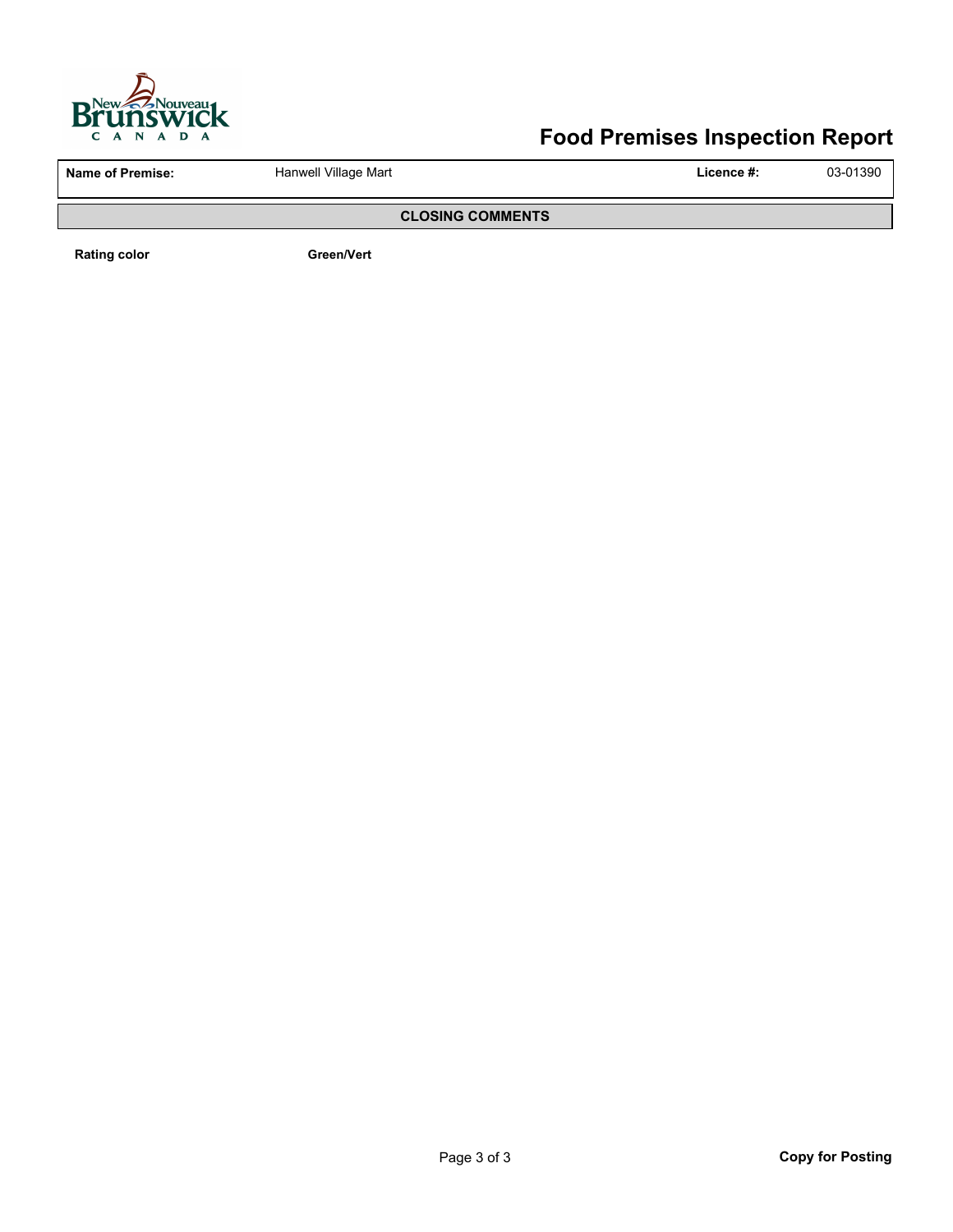# Food Premises Inspection Report

| | | | |
|---|---|---|---|
| **Name of Premise:** | Hanwell Village Mart | **Licence #:** | 03-01390 |

## CLOSING COMMENTS

| | |
|---|---|
| **Rating color** | **Green/Vert** |

**Copy for Posting**